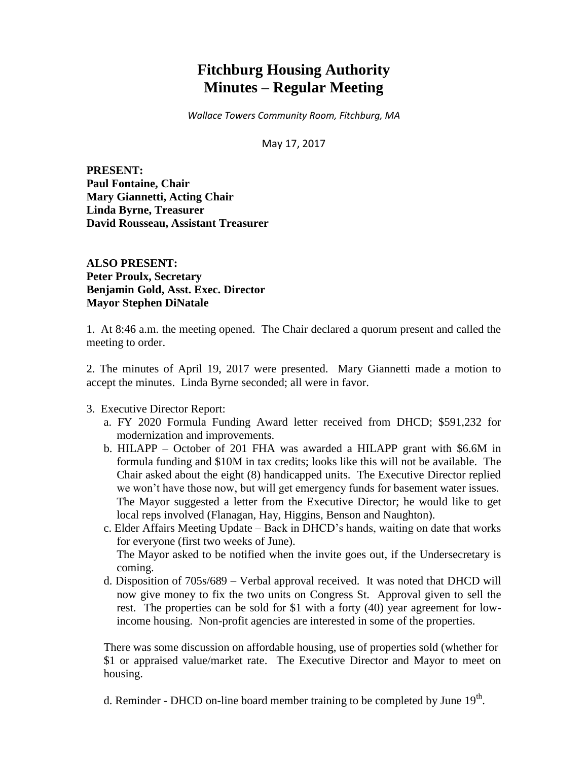# Fitchburg Housing Authority
# Minutes – Regular Meeting

*Wallace Towers Community Room, Fitchburg, MA*

May 17, 2017

**PRESENT:**
**Paul Fontaine, Chair**
**Mary Giannetti, Acting Chair**
**Linda Byrne, Treasurer**
**David Rousseau, Assistant Treasurer**

**ALSO PRESENT:**
**Peter Proulx, Secretary**
**Benjamin Gold, Asst. Exec. Director**
**Mayor Stephen DiNatale**

1. At 8:46 a.m. the meeting opened. The Chair declared a quorum present and called the meeting to order.

2. The minutes of April 19, 2017 were presented. Mary Giannetti made a motion to accept the minutes. Linda Byrne seconded; all were in favor.

3. Executive Director Report:
   a. FY 2020 Formula Funding Award letter received from DHCD; $591,232 for modernization and improvements.
   b. HILAPP – October of 201 FHA was awarded a HILAPP grant with $6.6M in formula funding and $10M in tax credits; looks like this will not be available. The Chair asked about the eight (8) handicapped units. The Executive Director replied we won't have those now, but will get emergency funds for basement water issues. The Mayor suggested a letter from the Executive Director; he would like to get local reps involved (Flanagan, Hay, Higgins, Benson and Naughton).
   c. Elder Affairs Meeting Update – Back in DHCD's hands, waiting on date that works for everyone (first two weeks of June).
   The Mayor asked to be notified when the invite goes out, if the Undersecretary is coming.
   d. Disposition of 705s/689 – Verbal approval received. It was noted that DHCD will now give money to fix the two units on Congress St. Approval given to sell the rest. The properties can be sold for $1 with a forty (40) year agreement for low-income housing. Non-profit agencies are interested in some of the properties.

   There was some discussion on affordable housing, use of properties sold (whether for $1 or appraised value/market rate. The Executive Director and Mayor to meet on housing.

   d. Reminder - DHCD on-line board member training to be completed by June 19th.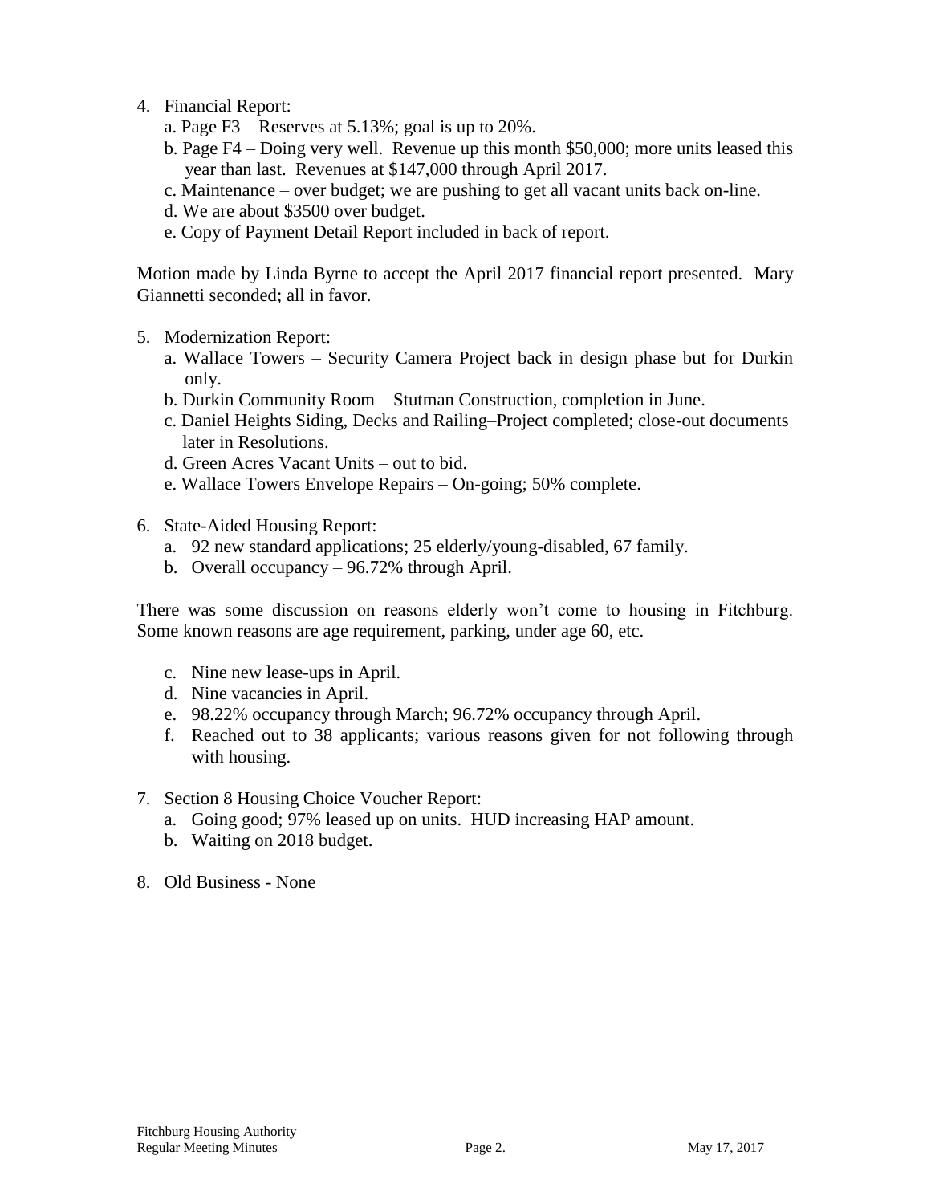4. Financial Report:
   a. Page F3 – Reserves at 5.13%; goal is up to 20%.
   b. Page F4 – Doing very well. Revenue up this month $50,000; more units leased this year than last. Revenues at $147,000 through April 2017.
   c. Maintenance – over budget; we are pushing to get all vacant units back on-line.
   d. We are about $3500 over budget.
   e. Copy of Payment Detail Report included in back of report.

Motion made by Linda Byrne to accept the April 2017 financial report presented. Mary Giannetti seconded; all in favor.

5. Modernization Report:
   a. Wallace Towers – Security Camera Project back in design phase but for Durkin only.
   b. Durkin Community Room – Stutman Construction, completion in June.
   c. Daniel Heights Siding, Decks and Railing–Project completed; close-out documents later in Resolutions.
   d. Green Acres Vacant Units – out to bid.
   e. Wallace Towers Envelope Repairs – On-going; 50% complete.

6. State-Aided Housing Report:
   a. 92 new standard applications; 25 elderly/young-disabled, 67 family.
   b. Overall occupancy – 96.72% through April.

There was some discussion on reasons elderly won't come to housing in Fitchburg. Some known reasons are age requirement, parking, under age 60, etc.

   c. Nine new lease-ups in April.
   d. Nine vacancies in April.
   e. 98.22% occupancy through March; 96.72% occupancy through April.
   f. Reached out to 38 applicants; various reasons given for not following through with housing.

7. Section 8 Housing Choice Voucher Report:
   a. Going good; 97% leased up on units. HUD increasing HAP amount.
   b. Waiting on 2018 budget.

8. Old Business - None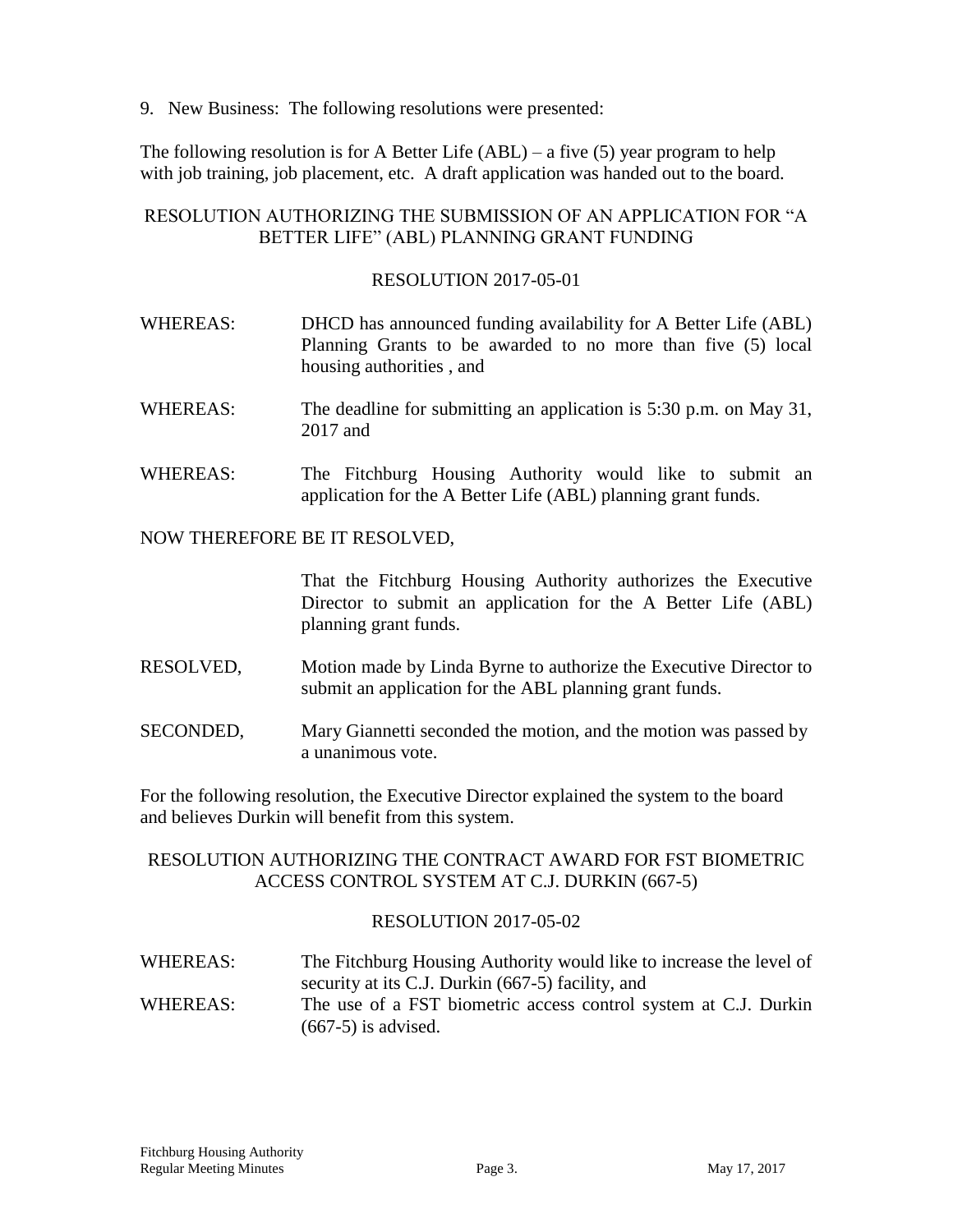9. New Business: The following resolutions were presented:

The following resolution is for A Better Life (ABL) – a five (5) year program to help with job training, job placement, etc. A draft application was handed out to the board.

RESOLUTION AUTHORIZING THE SUBMISSION OF AN APPLICATION FOR "A BETTER LIFE" (ABL) PLANNING GRANT FUNDING

RESOLUTION 2017-05-01

WHEREAS: DHCD has announced funding availability for A Better Life (ABL) Planning Grants to be awarded to no more than five (5) local housing authorities , and

WHEREAS: The deadline for submitting an application is 5:30 p.m. on May 31, 2017 and

WHEREAS: The Fitchburg Housing Authority would like to submit an application for the A Better Life (ABL) planning grant funds.

NOW THEREFORE BE IT RESOLVED,

That the Fitchburg Housing Authority authorizes the Executive Director to submit an application for the A Better Life (ABL) planning grant funds.

RESOLVED, Motion made by Linda Byrne to authorize the Executive Director to submit an application for the ABL planning grant funds.

SECONDED, Mary Giannetti seconded the motion, and the motion was passed by a unanimous vote.

For the following resolution, the Executive Director explained the system to the board and believes Durkin will benefit from this system.

RESOLUTION AUTHORIZING THE CONTRACT AWARD FOR FST BIOMETRIC ACCESS CONTROL SYSTEM AT C.J. DURKIN (667-5)

RESOLUTION 2017-05-02

WHEREAS: The Fitchburg Housing Authority would like to increase the level of security at its C.J. Durkin (667-5) facility, and

WHEREAS: The use of a FST biometric access control system at C.J. Durkin (667-5) is advised.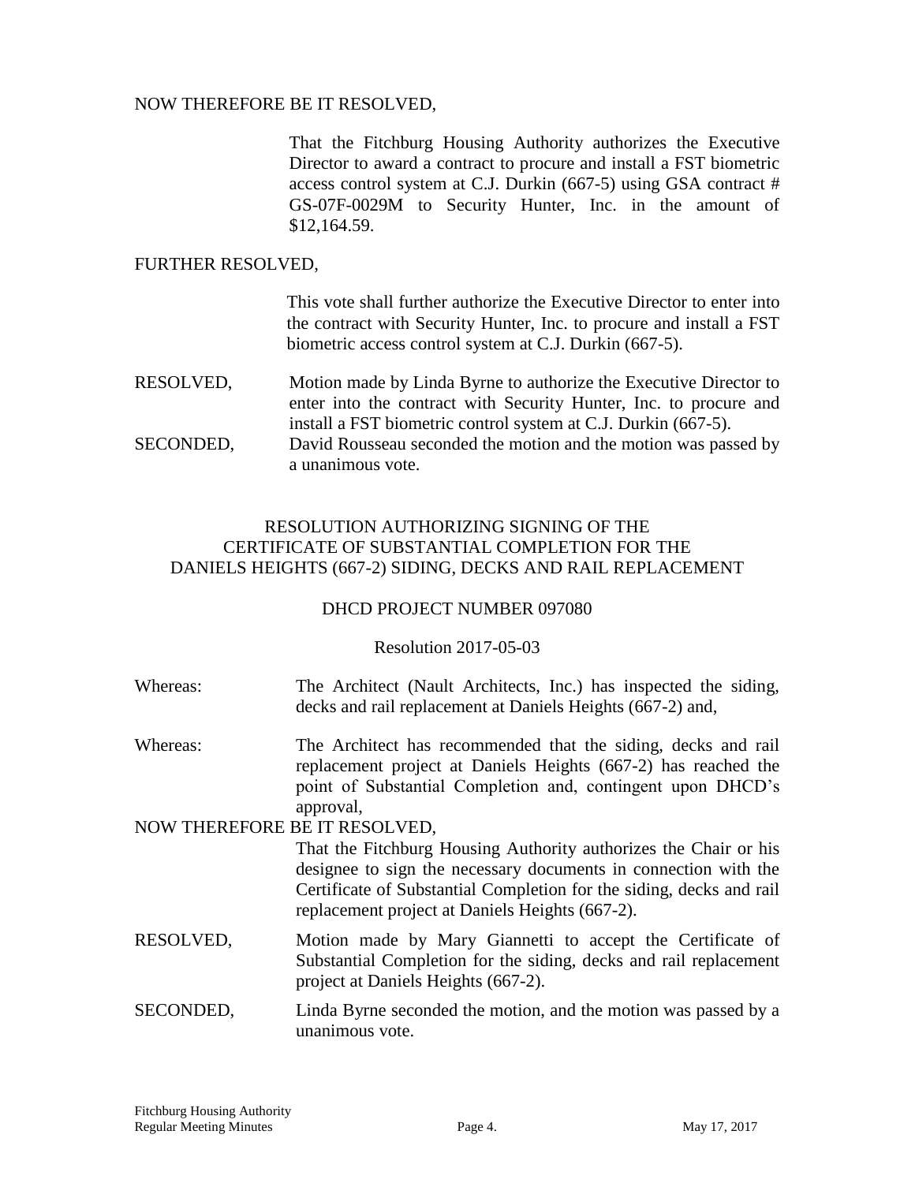NOW THEREFORE BE IT RESOLVED,

That the Fitchburg Housing Authority authorizes the Executive Director to award a contract to procure and install a FST biometric access control system at C.J. Durkin (667-5) using GSA contract # GS-07F-0029M to Security Hunter, Inc. in the amount of $12,164.59.

FURTHER RESOLVED,

This vote shall further authorize the Executive Director to enter into the contract with Security Hunter, Inc. to procure and install a FST biometric access control system at C.J. Durkin (667-5).

RESOLVED, Motion made by Linda Byrne to authorize the Executive Director to enter into the contract with Security Hunter, Inc. to procure and install a FST biometric control system at C.J. Durkin (667-5).

SECONDED, David Rousseau seconded the motion and the motion was passed by a unanimous vote.

## RESOLUTION AUTHORIZING SIGNING OF THE CERTIFICATE OF SUBSTANTIAL COMPLETION FOR THE DANIELS HEIGHTS (667-2) SIDING, DECKS AND RAIL REPLACEMENT

### DHCD PROJECT NUMBER 097080

Resolution 2017-05-03

Whereas: The Architect (Nault Architects, Inc.) has inspected the siding, decks and rail replacement at Daniels Heights (667-2) and,

Whereas: The Architect has recommended that the siding, decks and rail replacement project at Daniels Heights (667-2) has reached the point of Substantial Completion and, contingent upon DHCD's approval,

NOW THEREFORE BE IT RESOLVED,

That the Fitchburg Housing Authority authorizes the Chair or his designee to sign the necessary documents in connection with the Certificate of Substantial Completion for the siding, decks and rail replacement project at Daniels Heights (667-2).

RESOLVED, Motion made by Mary Giannetti to accept the Certificate of Substantial Completion for the siding, decks and rail replacement project at Daniels Heights (667-2).

SECONDED, Linda Byrne seconded the motion, and the motion was passed by a unanimous vote.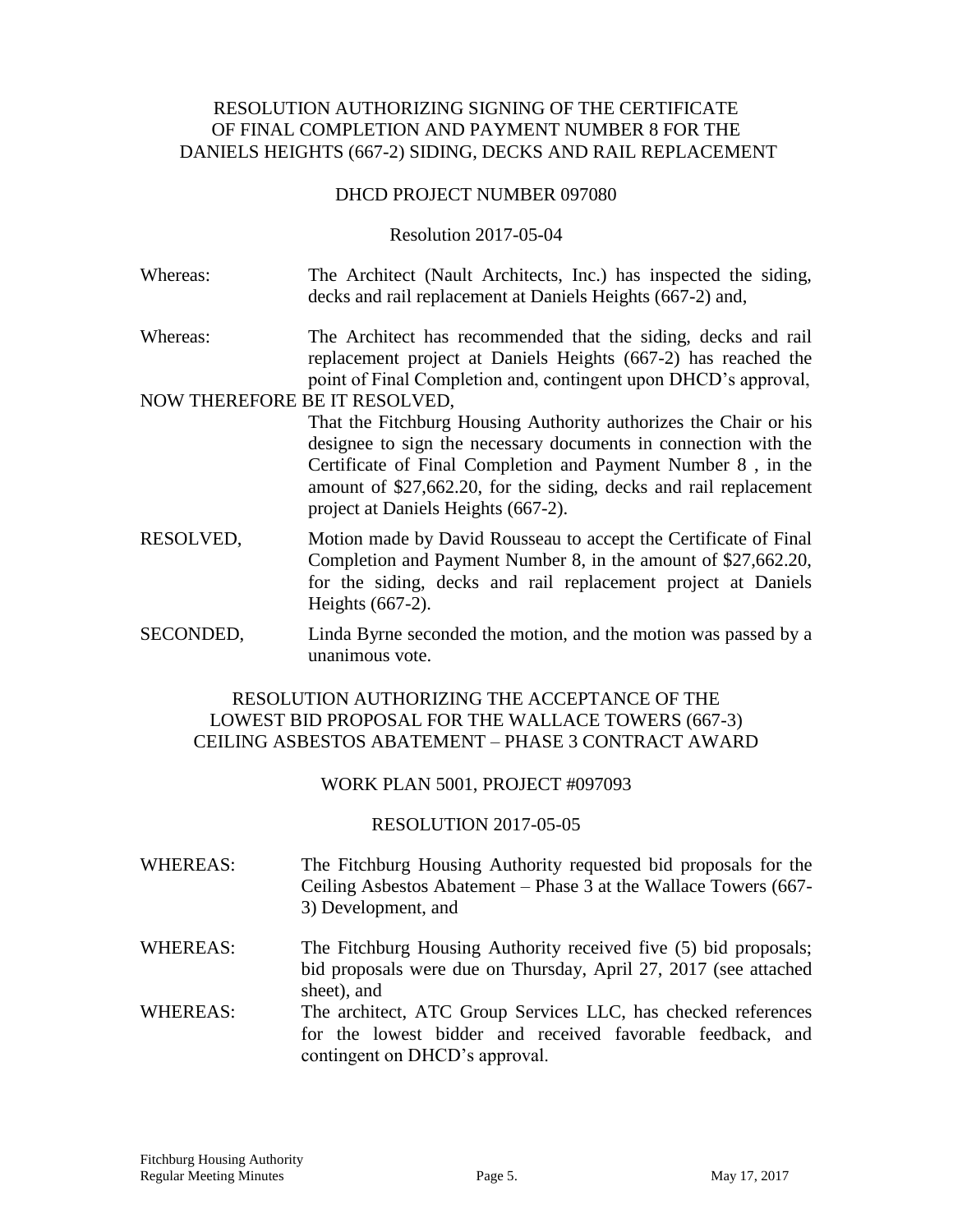RESOLUTION AUTHORIZING SIGNING OF THE CERTIFICATE OF FINAL COMPLETION AND PAYMENT NUMBER 8 FOR THE DANIELS HEIGHTS (667-2) SIDING, DECKS AND RAIL REPLACEMENT

DHCD PROJECT NUMBER 097080

Resolution 2017-05-04

Whereas: The Architect (Nault Architects, Inc.) has inspected the siding, decks and rail replacement at Daniels Heights (667-2) and,

Whereas: The Architect has recommended that the siding, decks and rail replacement project at Daniels Heights (667-2) has reached the point of Final Completion and, contingent upon DHCD's approval,

NOW THEREFORE BE IT RESOLVED,

That the Fitchburg Housing Authority authorizes the Chair or his designee to sign the necessary documents in connection with the Certificate of Final Completion and Payment Number 8 , in the amount of $27,662.20, for the siding, decks and rail replacement project at Daniels Heights (667-2).

RESOLVED, Motion made by David Rousseau to accept the Certificate of Final Completion and Payment Number 8, in the amount of $27,662.20, for the siding, decks and rail replacement project at Daniels Heights (667-2).

SECONDED, Linda Byrne seconded the motion, and the motion was passed by a unanimous vote.

RESOLUTION AUTHORIZING THE ACCEPTANCE OF THE LOWEST BID PROPOSAL FOR THE WALLACE TOWERS (667-3) CEILING ASBESTOS ABATEMENT – PHASE 3 CONTRACT AWARD

WORK PLAN 5001, PROJECT #097093

RESOLUTION 2017-05-05

WHEREAS: The Fitchburg Housing Authority requested bid proposals for the Ceiling Asbestos Abatement – Phase 3 at the Wallace Towers (667-3) Development, and

WHEREAS: The Fitchburg Housing Authority received five (5) bid proposals; bid proposals were due on Thursday, April 27, 2017 (see attached sheet), and

WHEREAS: The architect, ATC Group Services LLC, has checked references for the lowest bidder and received favorable feedback, and contingent on DHCD's approval.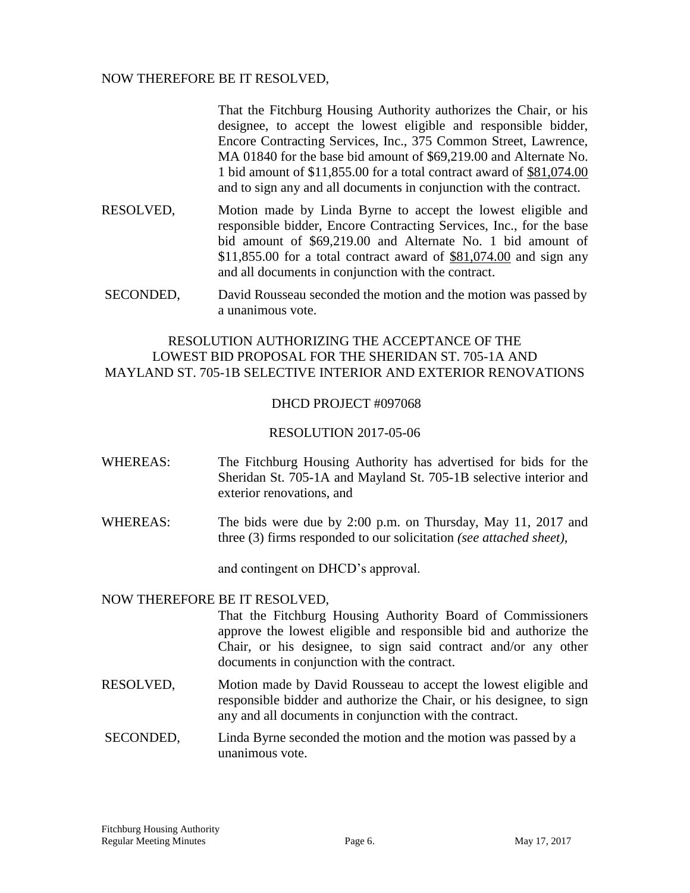NOW THEREFORE BE IT RESOLVED,

That the Fitchburg Housing Authority authorizes the Chair, or his designee, to accept the lowest eligible and responsible bidder, Encore Contracting Services, Inc., 375 Common Street, Lawrence, MA 01840 for the base bid amount of $69,219.00 and Alternate No. 1 bid amount of $11,855.00 for a total contract award of <u>$81,074.00</u> and to sign any and all documents in conjunction with the contract.

RESOLVED, Motion made by Linda Byrne to accept the lowest eligible and responsible bidder, Encore Contracting Services, Inc., for the base bid amount of $69,219.00 and Alternate No. 1 bid amount of $11,855.00 for a total contract award of <u>$81,074.00</u> and sign any and all documents in conjunction with the contract.

SECONDED, David Rousseau seconded the motion and the motion was passed by a unanimous vote.

RESOLUTION AUTHORIZING THE ACCEPTANCE OF THE LOWEST BID PROPOSAL FOR THE SHERIDAN ST. 705-1A AND MAYLAND ST. 705-1B SELECTIVE INTERIOR AND EXTERIOR RENOVATIONS

DHCD PROJECT #097068

RESOLUTION 2017-05-06

WHEREAS: The Fitchburg Housing Authority has advertised for bids for the Sheridan St. 705-1A and Mayland St. 705-1B selective interior and exterior renovations, and

WHEREAS: The bids were due by 2:00 p.m. on Thursday, May 11, 2017 and three (3) firms responded to our solicitation *(see attached sheet),*

and contingent on DHCD's approval.

NOW THEREFORE BE IT RESOLVED,

That the Fitchburg Housing Authority Board of Commissioners approve the lowest eligible and responsible bid and authorize the Chair, or his designee, to sign said contract and/or any other documents in conjunction with the contract.

RESOLVED, Motion made by David Rousseau to accept the lowest eligible and responsible bidder and authorize the Chair, or his designee, to sign any and all documents in conjunction with the contract.

SECONDED, Linda Byrne seconded the motion and the motion was passed by a unanimous vote.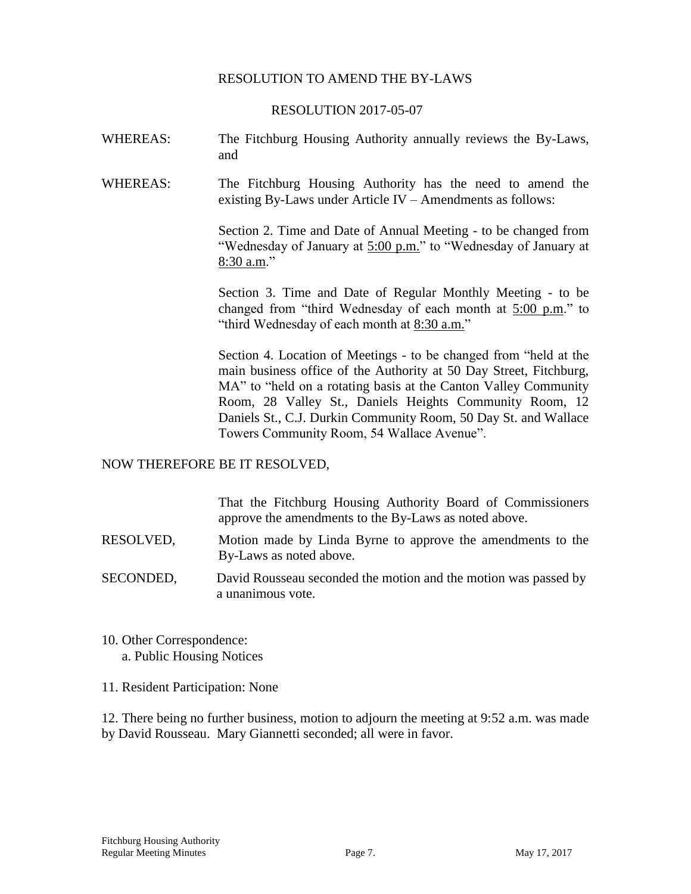RESOLUTION TO AMEND THE BY-LAWS

RESOLUTION 2017-05-07

WHEREAS: The Fitchburg Housing Authority annually reviews the By-Laws, and

WHEREAS: The Fitchburg Housing Authority has the need to amend the existing By-Laws under Article IV – Amendments as follows:

Section 2. Time and Date of Annual Meeting - to be changed from "Wednesday of January at 5:00 p.m." to "Wednesday of January at 8:30 a.m."

Section 3. Time and Date of Regular Monthly Meeting - to be changed from "third Wednesday of each month at 5:00 p.m." to "third Wednesday of each month at 8:30 a.m."

Section 4. Location of Meetings - to be changed from "held at the main business office of the Authority at 50 Day Street, Fitchburg, MA" to "held on a rotating basis at the Canton Valley Community Room, 28 Valley St., Daniels Heights Community Room, 12 Daniels St., C.J. Durkin Community Room, 50 Day St. and Wallace Towers Community Room, 54 Wallace Avenue".

NOW THEREFORE BE IT RESOLVED,

That the Fitchburg Housing Authority Board of Commissioners approve the amendments to the By-Laws as noted above.

RESOLVED, Motion made by Linda Byrne to approve the amendments to the By-Laws as noted above.

SECONDED, David Rousseau seconded the motion and the motion was passed by a unanimous vote.

10. Other Correspondence:
    a. Public Housing Notices

11. Resident Participation: None

12. There being no further business, motion to adjourn the meeting at 9:52 a.m. was made by David Rousseau. Mary Giannetti seconded; all were in favor.